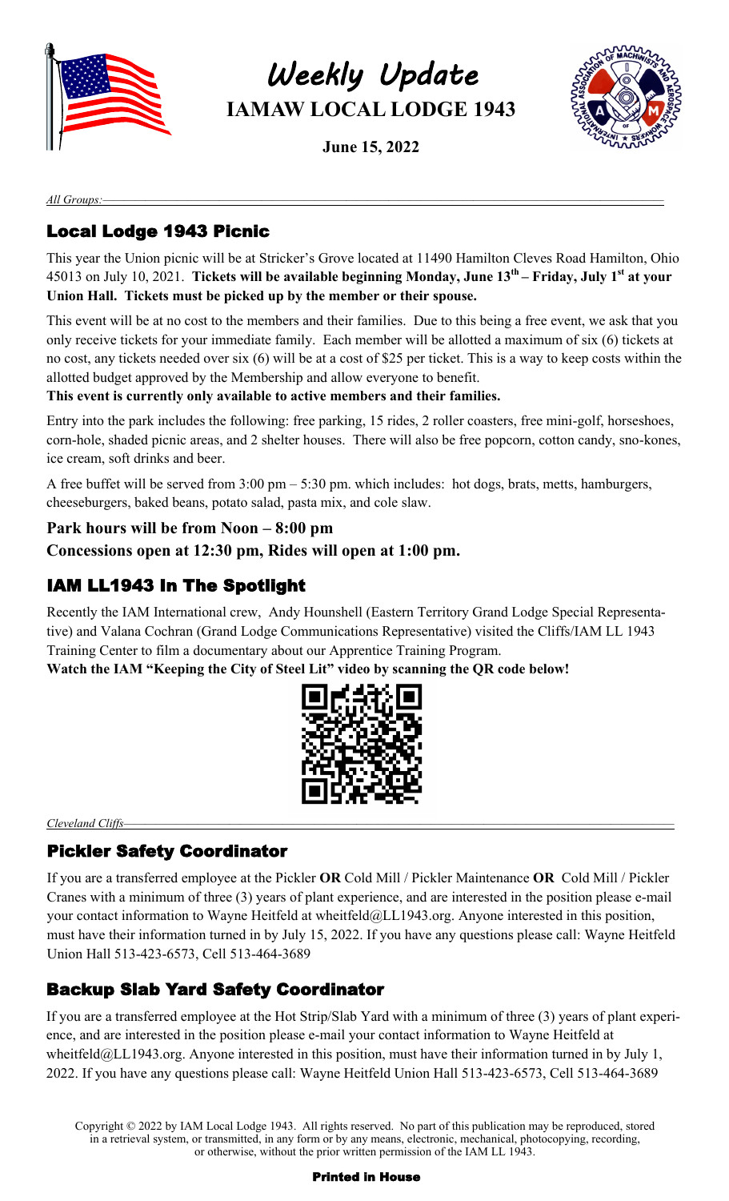# Weekly Update

## IAMAW LOCAL LODGE 1943

**June 15, 2022**

*All Groups:*

### Local Lodge 1943 Picnic

This year the Union picnic will be at Stricker's Grove located at 11490 Hamilton Cleves Road Hamilton, Ohio 45013 on July 10, 2021. **Tickets will be available beginning Monday, June 13th – Friday, July 1st at your Union Hall. Tickets must be picked up by the member or their spouse.**

This event will be at no cost to the members and their families. Due to this being a free event, we ask that you only receive tickets for your immediate family. Each member will be allotted a maximum of six (6) tickets at no cost, any tickets needed over six (6) will be at a cost of $25 per ticket. This is a way to keep costs within the allotted budget approved by the Membership and allow everyone to benefit.

**This event is currently only available to active members and their families.**

Entry into the park includes the following: free parking, 15 rides, 2 roller coasters, free mini-golf, horseshoes, corn-hole, shaded picnic areas, and 2 shelter houses. There will also be free popcorn, cotton candy, sno-kones, ice cream, soft drinks and beer.

A free buffet will be served from 3:00 pm – 5:30 pm. which includes: hot dogs, brats, metts, hamburgers, cheeseburgers, baked beans, potato salad, pasta mix, and cole slaw.

**Park hours will be from Noon – 8:00 pm**
**Concessions open at 12:30 pm, Rides will open at 1:00 pm.**

### IAM LL1943 In The Spotlight

Recently the IAM International crew, Andy Hounshell (Eastern Territory Grand Lodge Special Representative) and Valana Cochran (Grand Lodge Communications Representative) visited the Cliffs/IAM LL 1943 Training Center to film a documentary about our Apprentice Training Program.

**Watch the IAM "Keeping the City of Steel Lit" video by scanning the QR code below!**

*Cleveland Cliffs*

### Pickler Safety Coordinator

If you are a transferred employee at the Pickler **OR** Cold Mill / Pickler Maintenance **OR** Cold Mill / Pickler Cranes with a minimum of three (3) years of plant experience, and are interested in the position please e-mail your contact information to Wayne Heitfeld at wheitfeld@LL1943.org. Anyone interested in this position, must have their information turned in by July 15, 2022. If you have any questions please call: Wayne Heitfeld Union Hall 513-423-6573, Cell 513-464-3689

### Backup Slab Yard Safety Coordinator

If you are a transferred employee at the Hot Strip/Slab Yard with a minimum of three (3) years of plant experience, and are interested in the position please e-mail your contact information to Wayne Heitfeld at wheitfeld@LL1943.org. Anyone interested in this position, must have their information turned in by July 1, 2022. If you have any questions please call: Wayne Heitfeld Union Hall 513-423-6573, Cell 513-464-3689

Copyright © 2022 by IAM Local Lodge 1943. All rights reserved. No part of this publication may be reproduced, stored in a retrieval system, or transmitted, in any form or by any means, electronic, mechanical, photocopying, recording, or otherwise, without the prior written permission of the IAM LL 1943.

**Printed in House**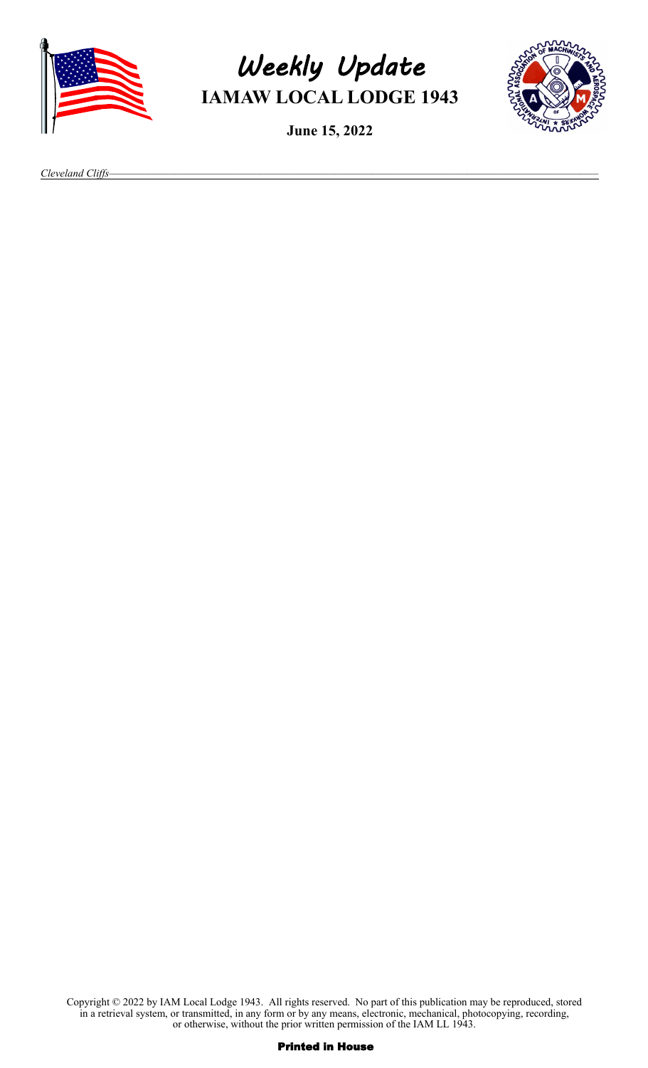# *Weekly Update*

## IAMAW LOCAL LODGE 1943

**June 15, 2022**

*Cleveland Cliffs*

Copyright © 2022 by IAM Local Lodge 1943. All rights reserved. No part of this publication may be reproduced, stored in a retrieval system, or transmitted, in any form or by any means, electronic, mechanical, photocopying, recording, or otherwise, without the prior written permission of the IAM LL 1943.

**Printed in House**